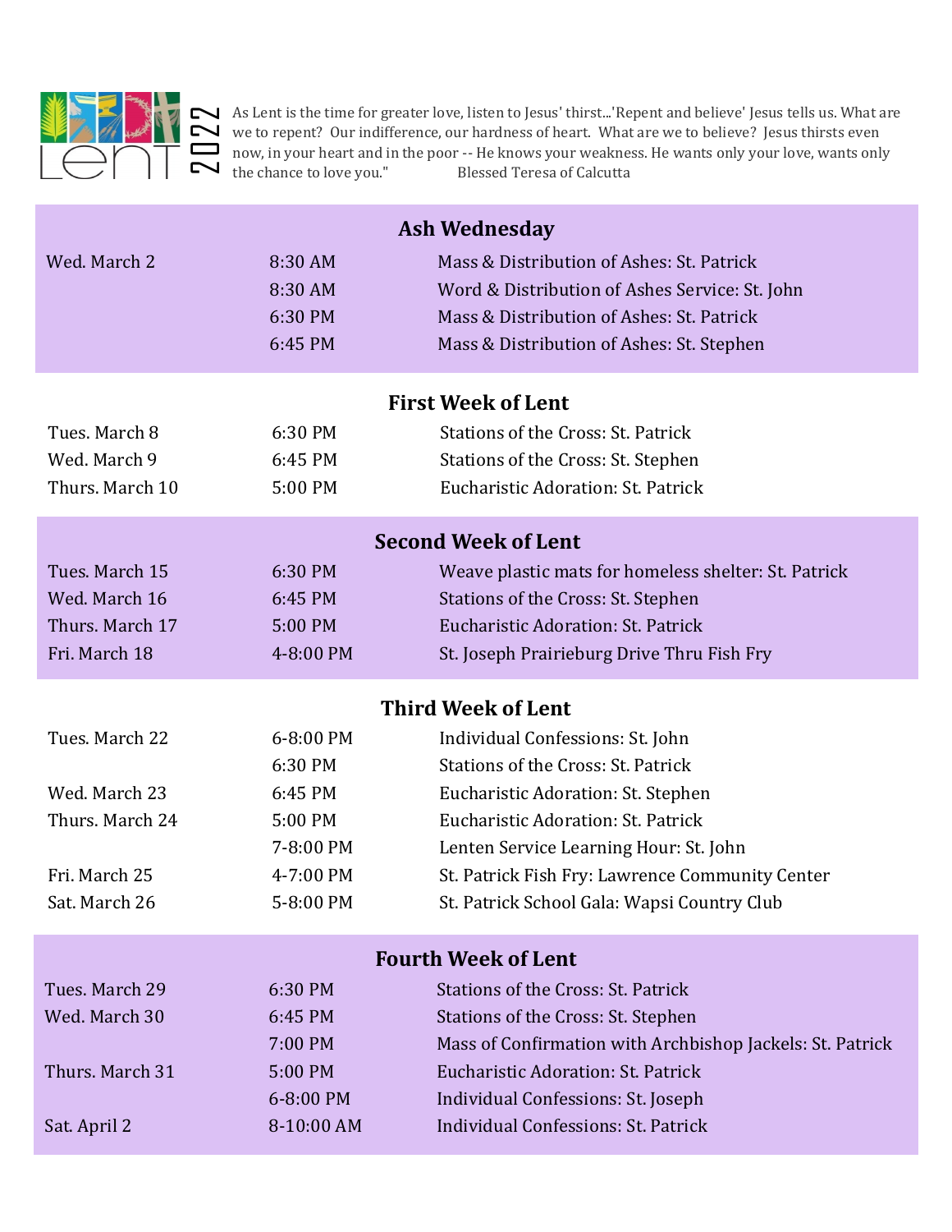# Lent 2022

As Lent is the time for greater love, listen to Jesus' thirst...'Repent and believe' Jesus tells us. What are we to repent? Our indifference, our hardness of heart. What are we to believe? Jesus thirsts even now, in your heart and in the poor -- He knows your weakness. He wants only your love, wants only the chance to love you." Blessed Teresa of Calcutta

## Ash Wednesday

| | | |
|---|---|---|
| Wed. March 2 | 8:30 AM | Mass & Distribution of Ashes: St. Patrick |
| | 8:30 AM | Word & Distribution of Ashes Service: St. John |
| | 6:30 PM | Mass & Distribution of Ashes: St. Patrick |
| | 6:45 PM | Mass & Distribution of Ashes: St. Stephen |

## First Week of Lent

| | | |
|---|---|---|
| Tues. March 8 | 6:30 PM | Stations of the Cross: St. Patrick |
| Wed. March 9 | 6:45 PM | Stations of the Cross: St. Stephen |
| Thurs. March 10 | 5:00 PM | Eucharistic Adoration: St. Patrick |

## Second Week of Lent

| | | |
|---|---|---|
| Tues. March 15 | 6:30 PM | Weave plastic mats for homeless shelter: St. Patrick |
| Wed. March 16 | 6:45 PM | Stations of the Cross: St. Stephen |
| Thurs. March 17 | 5:00 PM | Eucharistic Adoration: St. Patrick |
| Fri. March 18 | 4-8:00 PM | St. Joseph Prairieburg Drive Thru Fish Fry |

## Third Week of Lent

| | | |
|---|---|---|
| Tues. March 22 | 6-8:00 PM | Individual Confessions: St. John |
| | 6:30 PM | Stations of the Cross: St. Patrick |
| Wed. March 23 | 6:45 PM | Eucharistic Adoration: St. Stephen |
| Thurs. March 24 | 5:00 PM | Eucharistic Adoration: St. Patrick |
| | 7-8:00 PM | Lenten Service Learning Hour: St. John |
| Fri. March 25 | 4-7:00 PM | St. Patrick Fish Fry: Lawrence Community Center |
| Sat. March 26 | 5-8:00 PM | St. Patrick School Gala: Wapsi Country Club |

## Fourth Week of Lent

| | | |
|---|---|---|
| Tues. March 29 | 6:30 PM | Stations of the Cross: St. Patrick |
| Wed. March 30 | 6:45 PM | Stations of the Cross: St. Stephen |
| | 7:00 PM | Mass of Confirmation with Archbishop Jackels: St. Patrick |
| Thurs. March 31 | 5:00 PM | Eucharistic Adoration: St. Patrick |
| | 6-8:00 PM | Individual Confessions: St. Joseph |
| Sat. April 2 | 8-10:00 AM | Individual Confessions: St. Patrick |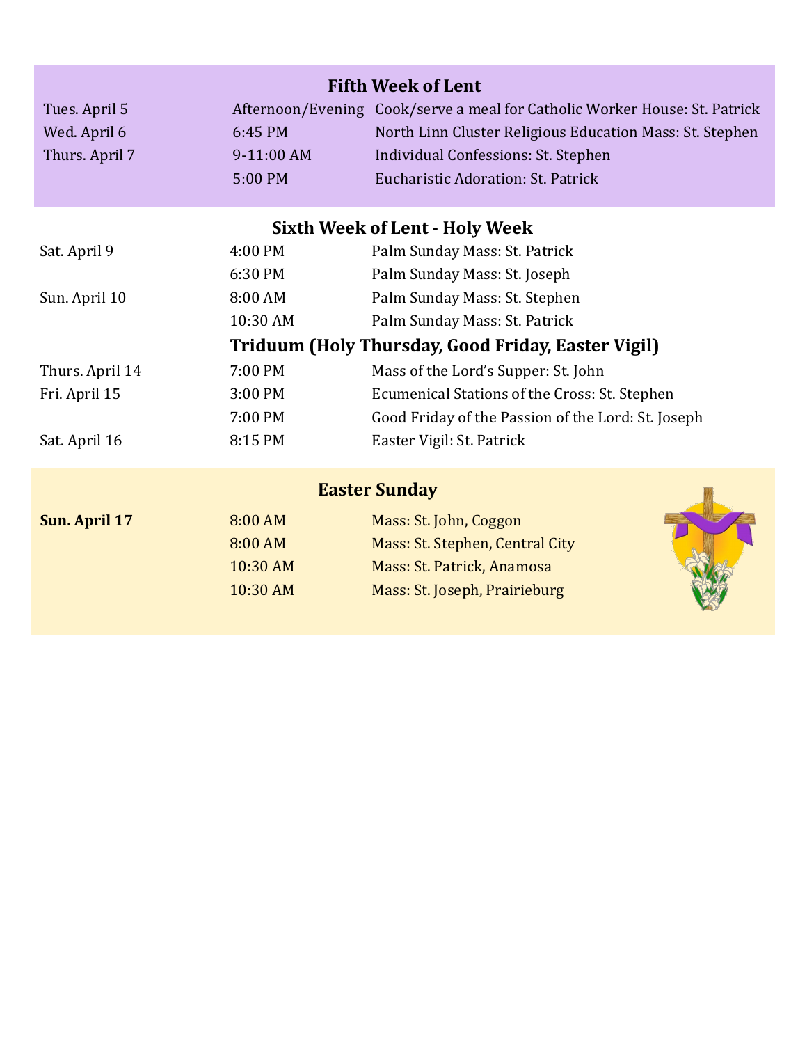## Fifth Week of Lent

| | | |
|---|---|---|
| Tues. April 5 | Afternoon/Evening | Cook/serve a meal for Catholic Worker House: St. Patrick |
| Wed. April 6 | 6:45 PM | North Linn Cluster Religious Education Mass: St. Stephen |
| Thurs. April 7 | 9-11:00 AM | Individual Confessions: St. Stephen |
| | 5:00 PM | Eucharistic Adoration: St. Patrick |

## Sixth Week of Lent - Holy Week

| | | |
|---|---|---|
| Sat. April 9 | 4:00 PM | Palm Sunday Mass: St. Patrick |
| | 6:30 PM | Palm Sunday Mass: St. Joseph |
| Sun. April 10 | 8:00 AM | Palm Sunday Mass: St. Stephen |
| | 10:30 AM | Palm Sunday Mass: St. Patrick |

### Triduum (Holy Thursday, Good Friday, Easter Vigil)

| | | |
|---|---|---|
| Thurs. April 14 | 7:00 PM | Mass of the Lord's Supper: St. John |
| Fri. April 15 | 3:00 PM | Ecumenical Stations of the Cross: St. Stephen |
| | 7:00 PM | Good Friday of the Passion of the Lord: St. Joseph |
| Sat. April 16 | 8:15 PM | Easter Vigil: St. Patrick |

## Easter Sunday

| | | |
|---|---|---|
| **Sun. April 17** | 8:00 AM | Mass: St. John, Coggon |
| | 8:00 AM | Mass: St. Stephen, Central City |
| | 10:30 AM | Mass: St. Patrick, Anamosa |
| | 10:30 AM | Mass: St. Joseph, Prairieburg |